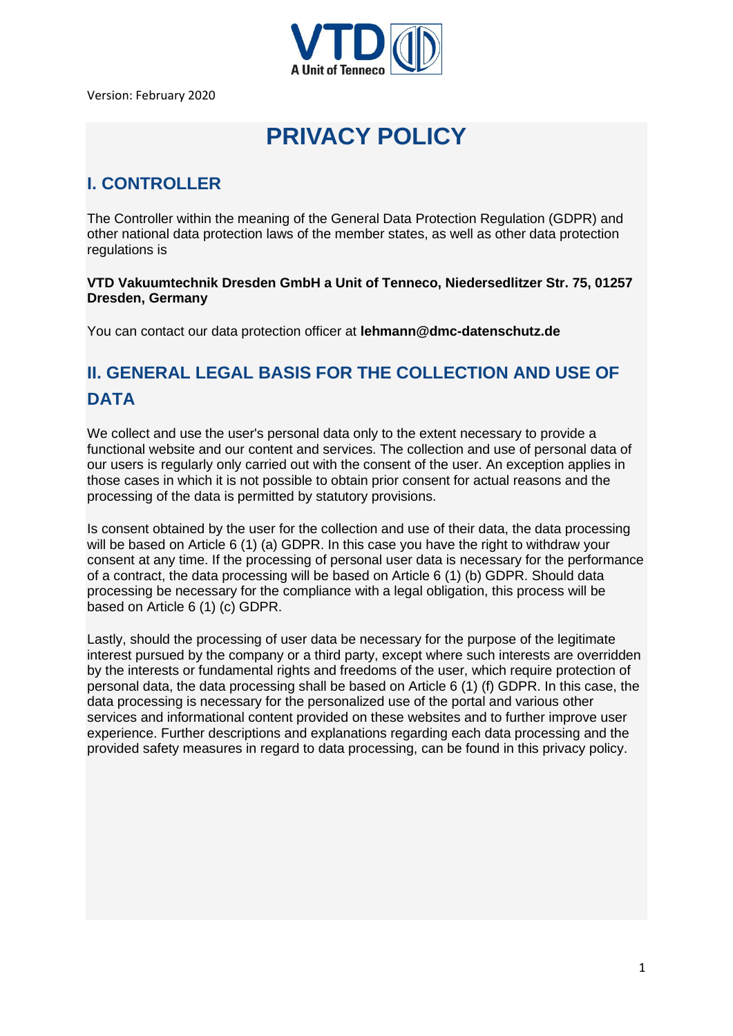Version: February 2020

# PRIVACY POLICY

## I. CONTROLLER

The Controller within the meaning of the General Data Protection Regulation (GDPR) and other national data protection laws of the member states, as well as other data protection regulations is

**VTD Vakuumtechnik Dresden GmbH a Unit of Tenneco, Niedersedlitzer Str. 75, 01257 Dresden, Germany**

You can contact our data protection officer at **lehmann@dmc-datenschutz.de**

## II. GENERAL LEGAL BASIS FOR THE COLLECTION AND USE OF DATA

We collect and use the user's personal data only to the extent necessary to provide a functional website and our content and services. The collection and use of personal data of our users is regularly only carried out with the consent of the user. An exception applies in those cases in which it is not possible to obtain prior consent for actual reasons and the processing of the data is permitted by statutory provisions.

Is consent obtained by the user for the collection and use of their data, the data processing will be based on Article 6 (1) (a) GDPR. In this case you have the right to withdraw your consent at any time. If the processing of personal user data is necessary for the performance of a contract, the data processing will be based on Article 6 (1) (b) GDPR. Should data processing be necessary for the compliance with a legal obligation, this process will be based on Article 6 (1) (c) GDPR.

Lastly, should the processing of user data be necessary for the purpose of the legitimate interest pursued by the company or a third party, except where such interests are overridden by the interests or fundamental rights and freedoms of the user, which require protection of personal data, the data processing shall be based on Article 6 (1) (f) GDPR. In this case, the data processing is necessary for the personalized use of the portal and various other services and informational content provided on these websites and to further improve user experience. Further descriptions and explanations regarding each data processing and the provided safety measures in regard to data processing, can be found in this privacy policy.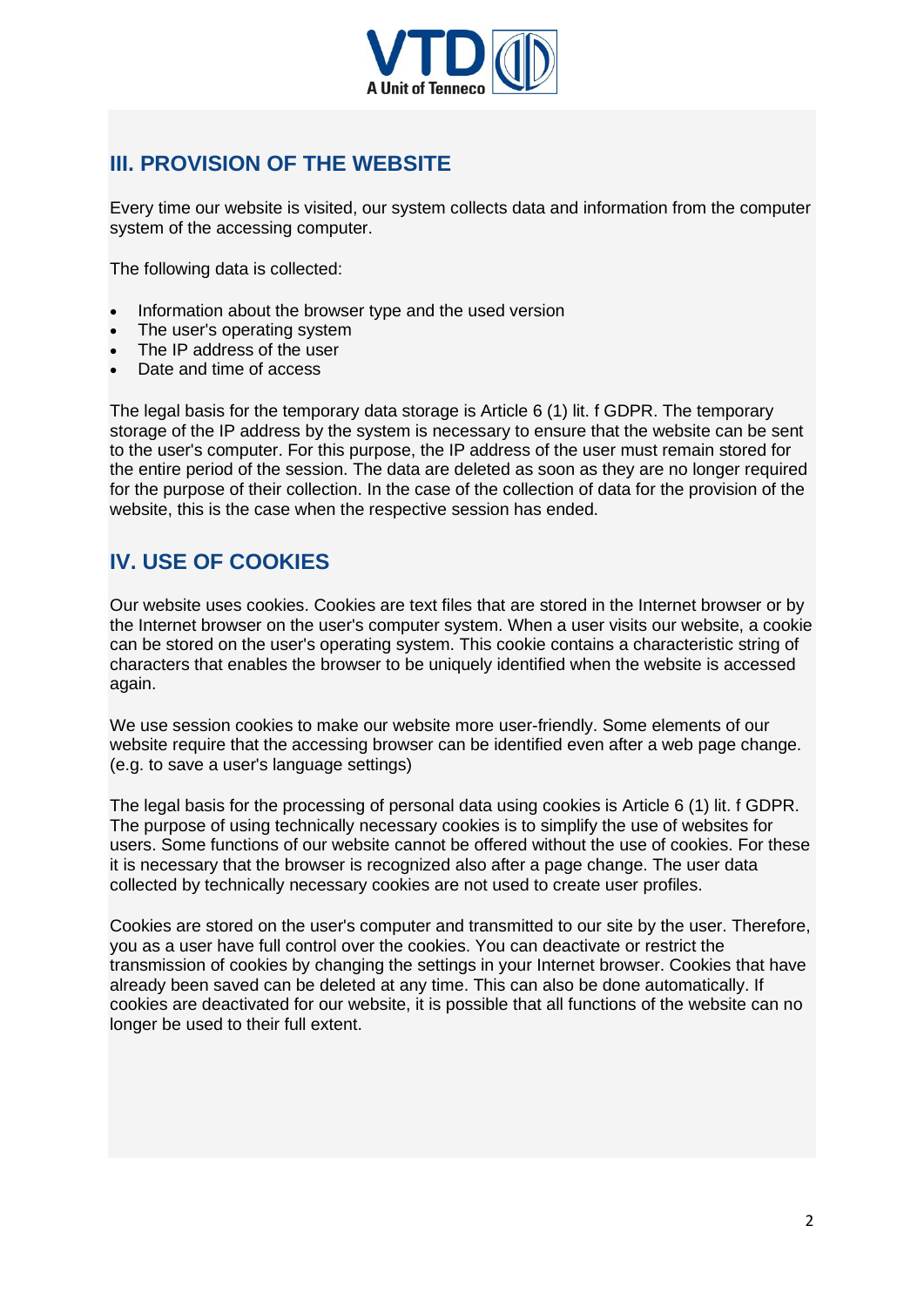## III. PROVISION OF THE WEBSITE

Every time our website is visited, our system collects data and information from the computer system of the accessing computer.

The following data is collected:

- Information about the browser type and the used version
- The user's operating system
- The IP address of the user
- Date and time of access

The legal basis for the temporary data storage is Article 6 (1) lit. f GDPR. The temporary storage of the IP address by the system is necessary to ensure that the website can be sent to the user's computer. For this purpose, the IP address of the user must remain stored for the entire period of the session. The data are deleted as soon as they are no longer required for the purpose of their collection. In the case of the collection of data for the provision of the website, this is the case when the respective session has ended.

## IV. USE OF COOKIES

Our website uses cookies. Cookies are text files that are stored in the Internet browser or by the Internet browser on the user's computer system. When a user visits our website, a cookie can be stored on the user's operating system. This cookie contains a characteristic string of characters that enables the browser to be uniquely identified when the website is accessed again.

We use session cookies to make our website more user-friendly. Some elements of our website require that the accessing browser can be identified even after a web page change. (e.g. to save a user's language settings)

The legal basis for the processing of personal data using cookies is Article 6 (1) lit. f GDPR. The purpose of using technically necessary cookies is to simplify the use of websites for users. Some functions of our website cannot be offered without the use of cookies. For these it is necessary that the browser is recognized also after a page change. The user data collected by technically necessary cookies are not used to create user profiles.

Cookies are stored on the user's computer and transmitted to our site by the user. Therefore, you as a user have full control over the cookies. You can deactivate or restrict the transmission of cookies by changing the settings in your Internet browser. Cookies that have already been saved can be deleted at any time. This can also be done automatically. If cookies are deactivated for our website, it is possible that all functions of the website can no longer be used to their full extent.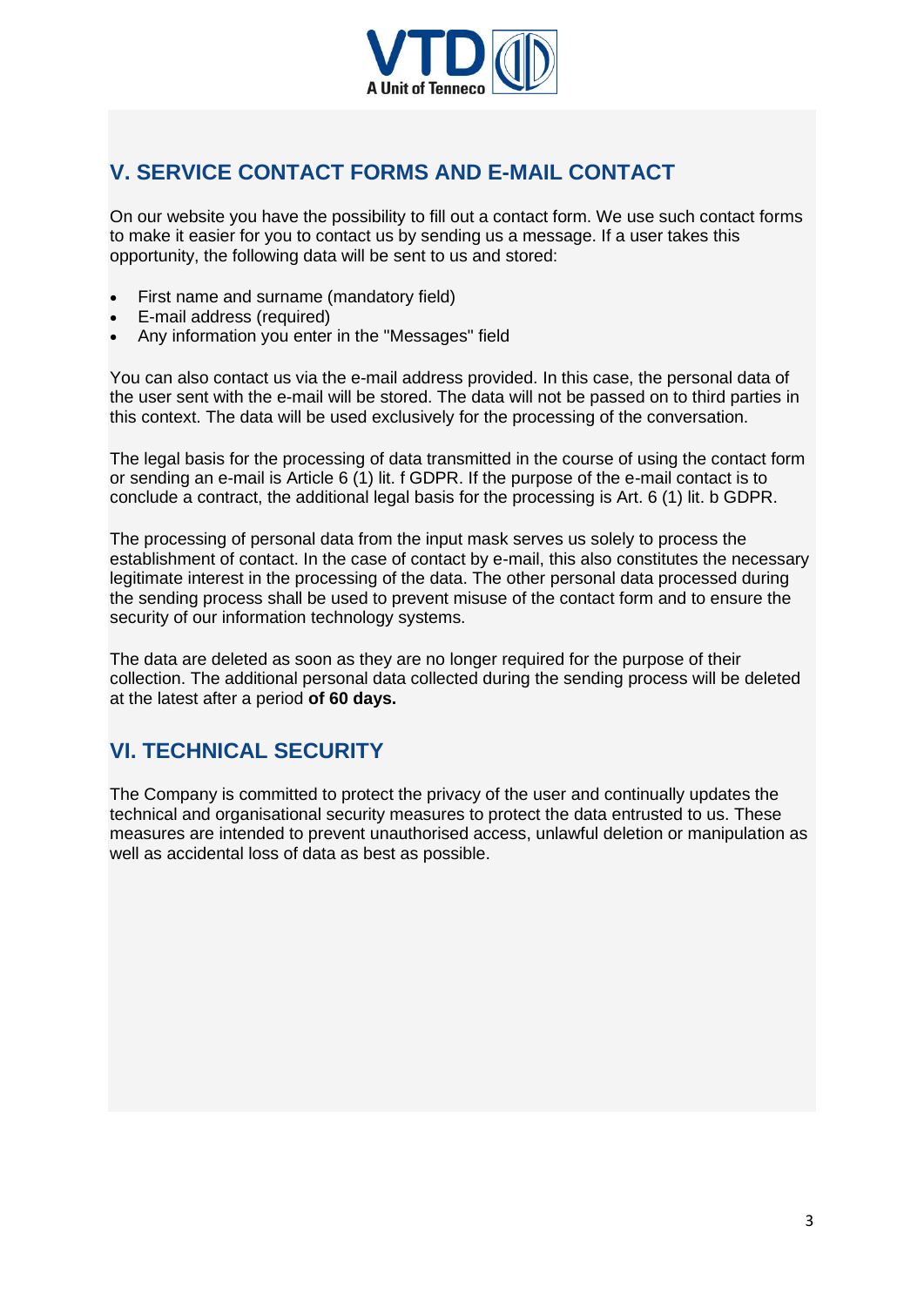## V. SERVICE CONTACT FORMS AND E-MAIL CONTACT

On our website you have the possibility to fill out a contact form. We use such contact forms to make it easier for you to contact us by sending us a message. If a user takes this opportunity, the following data will be sent to us and stored:

- First name and surname (mandatory field)
- E-mail address (required)
- Any information you enter in the "Messages" field

You can also contact us via the e-mail address provided. In this case, the personal data of the user sent with the e-mail will be stored. The data will not be passed on to third parties in this context. The data will be used exclusively for the processing of the conversation.

The legal basis for the processing of data transmitted in the course of using the contact form or sending an e-mail is Article 6 (1) lit. f GDPR. If the purpose of the e-mail contact is to conclude a contract, the additional legal basis for the processing is Art. 6 (1) lit. b GDPR.

The processing of personal data from the input mask serves us solely to process the establishment of contact. In the case of contact by e-mail, this also constitutes the necessary legitimate interest in the processing of the data. The other personal data processed during the sending process shall be used to prevent misuse of the contact form and to ensure the security of our information technology systems.

The data are deleted as soon as they are no longer required for the purpose of their collection. The additional personal data collected during the sending process will be deleted at the latest after a period **of 60 days.**

## VI. TECHNICAL SECURITY

The Company is committed to protect the privacy of the user and continually updates the technical and organisational security measures to protect the data entrusted to us. These measures are intended to prevent unauthorised access, unlawful deletion or manipulation as well as accidental loss of data as best as possible.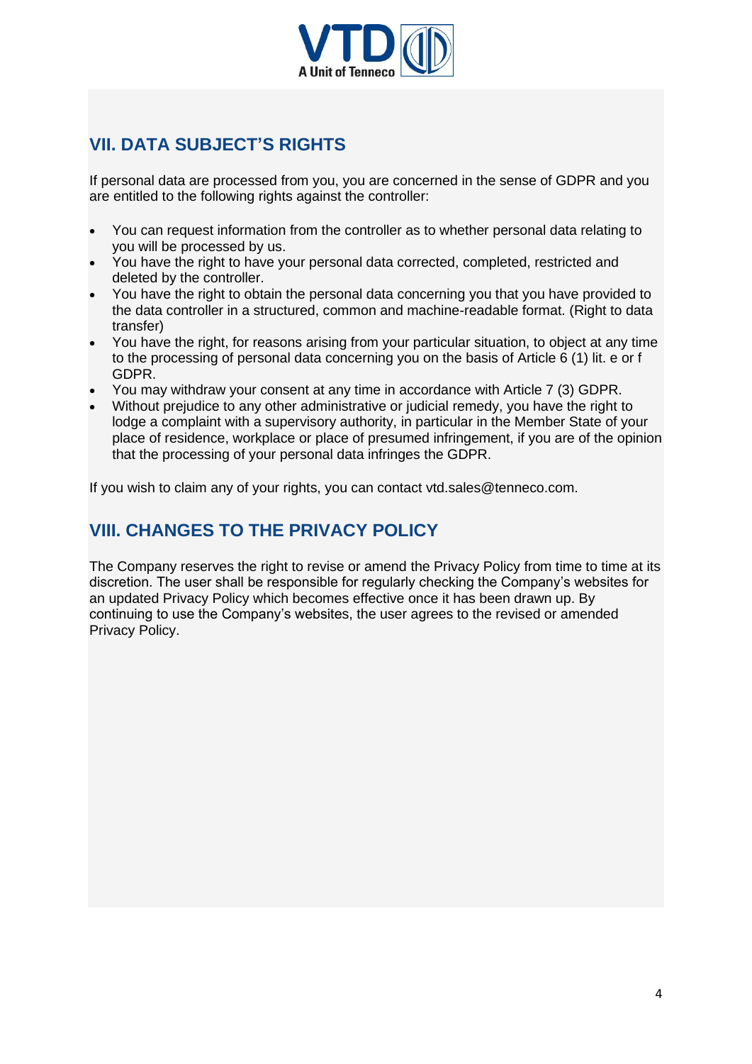## VII. DATA SUBJECT'S RIGHTS

If personal data are processed from you, you are concerned in the sense of GDPR and you are entitled to the following rights against the controller:

- You can request information from the controller as to whether personal data relating to you will be processed by us.
- You have the right to have your personal data corrected, completed, restricted and deleted by the controller.
- You have the right to obtain the personal data concerning you that you have provided to the data controller in a structured, common and machine-readable format. (Right to data transfer)
- You have the right, for reasons arising from your particular situation, to object at any time to the processing of personal data concerning you on the basis of Article 6 (1) lit. e or f GDPR.
- You may withdraw your consent at any time in accordance with Article 7 (3) GDPR.
- Without prejudice to any other administrative or judicial remedy, you have the right to lodge a complaint with a supervisory authority, in particular in the Member State of your place of residence, workplace or place of presumed infringement, if you are of the opinion that the processing of your personal data infringes the GDPR.

If you wish to claim any of your rights, you can contact vtd.sales@tenneco.com.

## VIII. CHANGES TO THE PRIVACY POLICY

The Company reserves the right to revise or amend the Privacy Policy from time to time at its discretion. The user shall be responsible for regularly checking the Company's websites for an updated Privacy Policy which becomes effective once it has been drawn up. By continuing to use the Company's websites, the user agrees to the revised or amended Privacy Policy.